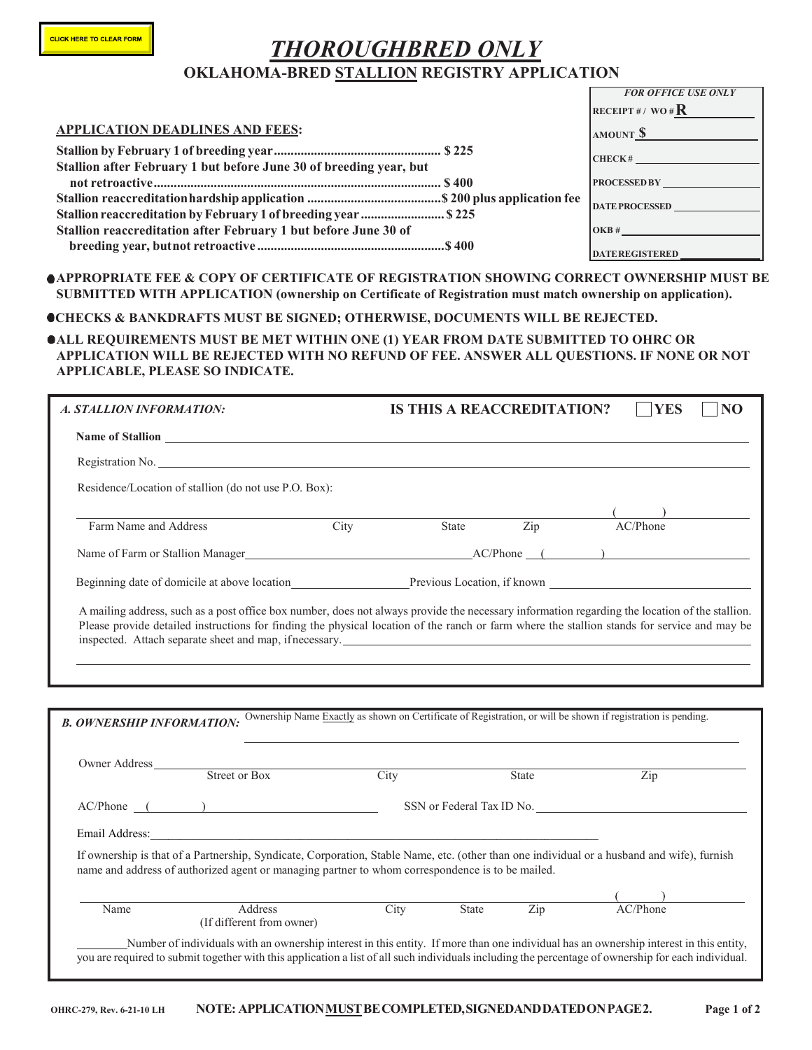CLICK HERE TO CLEAR FORM

# *THOROUGHBRED ONLY*

## OKLAHOMA-BRED STALLION REGISTRY APPLICATION

| *FOR OFFICE USE ONLY* |
|---|
| RECEIPT # / WO # R |
| AMOUNT $ |
| CHECK # |
| PROCESSED BY |
| DATE PROCESSED |
| OKB # |
| DATE REGISTERED |

**APPLICATION DEADLINES AND FEES:**

**Stallion by February 1 of breeding year.................................................. $ 225**
**Stallion after February 1 but before June 30 of breeding year, but not retroactive..................................................................................... $ 400**
**Stallion reaccreditation hardship application ........................................$ 200 plus application fee**
**Stallion reaccreditation by February 1 of breeding year ......................... $ 225**
**Stallion reaccreditation after February 1 but before June 30 of breeding year, but not retroactive.......................................................$ 400**

- **APPROPRIATE FEE & COPY OF CERTIFICATE OF REGISTRATION SHOWING CORRECT OWNERSHIP MUST BE SUBMITTED WITH APPLICATION (ownership on Certificate of Registration must match ownership on application).**
- **CHECKS & BANKDRAFTS MUST BE SIGNED; OTHERWISE, DOCUMENTS WILL BE REJECTED.**
- **ALL REQUIREMENTS MUST BE MET WITHIN ONE (1) YEAR FROM DATE SUBMITTED TO OHRC OR APPLICATION WILL BE REJECTED WITH NO REFUND OF FEE. ANSWER ALL QUESTIONS. IF NONE OR NOT APPLICABLE, PLEASE SO INDICATE.**

### *A. STALLION INFORMATION:*

**IS THIS A REACCREDITATION?** ☐ **YES** ☐ **NO**

**Name of Stallion** ____________________

Registration No. ____________________

Residence/Location of stallion (do not use P.O. Box):

____________________

Farm Name and Address | City | State | Zip | ( ) AC/Phone

Name of Farm or Stallion Manager ____________________ AC/Phone ( ) ____________________

Beginning date of domicile at above location ____________________ Previous Location, if known ____________________

A mailing address, such as a post office box number, does not always provide the necessary information regarding the location of the stallion. Please provide detailed instructions for finding the physical location of the ranch or farm where the stallion stands for service and may be inspected. Attach separate sheet and map, if necessary. ____________________

____________________

### *B. OWNERSHIP INFORMATION:*

Ownership Name Exactly as shown on Certificate of Registration, or will be shown if registration is pending.

____________________

Owner Address ____________________
Street or Box | City | State | Zip

AC/Phone ( ) ____________________ SSN or Federal Tax ID No. ____________________

Email Address: ____________________

If ownership is that of a Partnership, Syndicate, Corporation, Stable Name, etc. (other than one individual or a husband and wife), furnish name and address of authorized agent or managing partner to whom correspondence is to be mailed.

____________________

Name | Address (If different from owner) | City | State | Zip | ( ) AC/Phone

________ Number of individuals with an ownership interest in this entity. If more than one individual has an ownership interest in this entity, you are required to submit together with this application a list of all such individuals including the percentage of ownership for each individual.

OHRC-279, Rev. 6-21-10 LH **NOTE: APPLICATION MUST BE COMPLETED, SIGNED AND DATED ON PAGE 2.**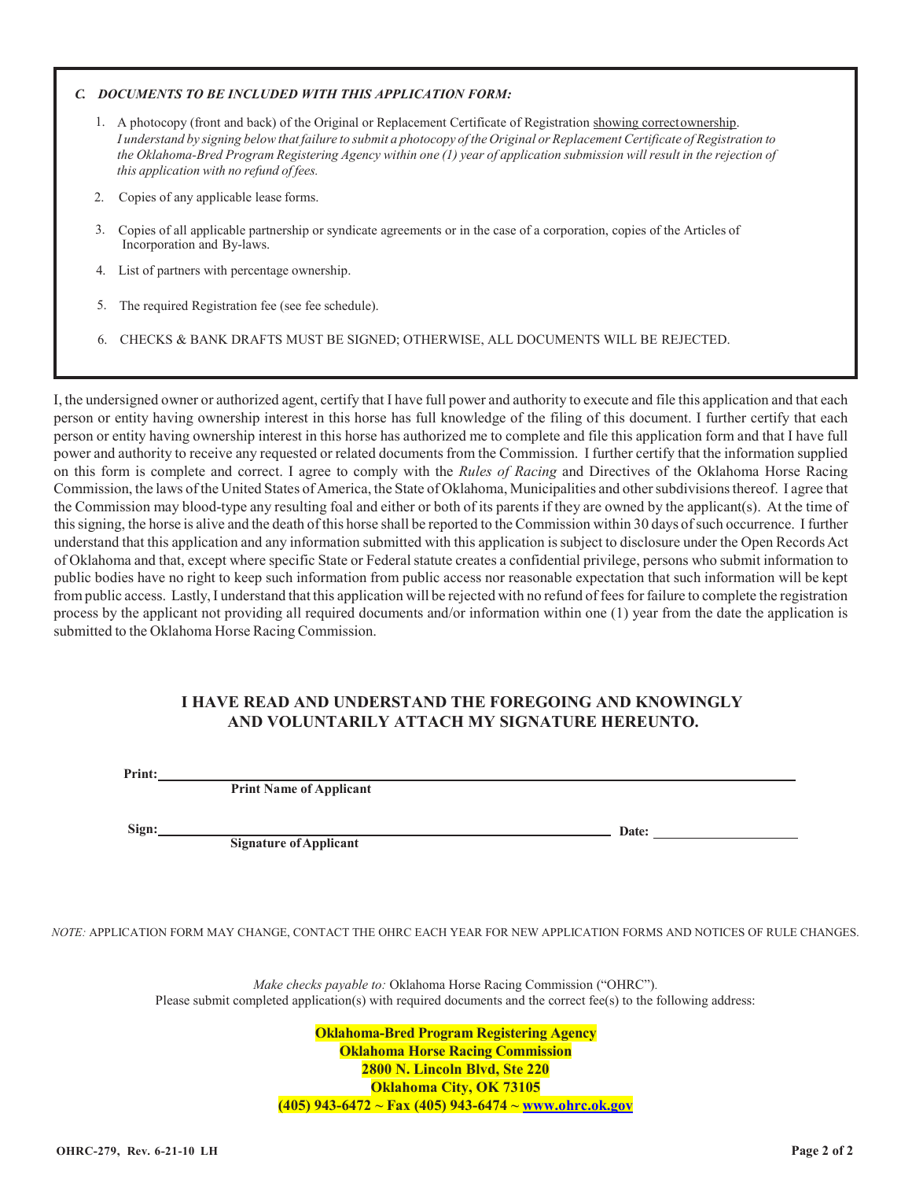### *C. DOCUMENTS TO BE INCLUDED WITH THIS APPLICATION FORM:*

1. A photocopy (front and back) of the Original or Replacement Certificate of Registration showing correct ownership. *I understand by signing below that failure to submit a photocopy of the Original or Replacement Certificate of Registration to the Oklahoma-Bred Program Registering Agency within one (1) year of application submission will result in the rejection of this application with no refund of fees.*
2. Copies of any applicable lease forms.
3. Copies of all applicable partnership or syndicate agreements or in the case of a corporation, copies of the Articles of Incorporation and By-laws.
4. List of partners with percentage ownership.
5. The required Registration fee (see fee schedule).
6. CHECKS & BANK DRAFTS MUST BE SIGNED; OTHERWISE, ALL DOCUMENTS WILL BE REJECTED.

I, the undersigned owner or authorized agent, certify that I have full power and authority to execute and file this application and that each person or entity having ownership interest in this horse has full knowledge of the filing of this document. I further certify that each person or entity having ownership interest in this horse has authorized me to complete and file this application form and that I have full power and authority to receive any requested or related documents from the Commission. I further certify that the information supplied on this form is complete and correct. I agree to comply with the *Rules of Racing* and Directives of the Oklahoma Horse Racing Commission, the laws of the United States of America, the State of Oklahoma, Municipalities and other subdivisions thereof. I agree that the Commission may blood-type any resulting foal and either or both of its parents if they are owned by the applicant(s). At the time of this signing, the horse is alive and the death of this horse shall be reported to the Commission within 30 days of such occurrence. I further understand that this application and any information submitted with this application is subject to disclosure under the Open Records Act of Oklahoma and that, except where specific State or Federal statute creates a confidential privilege, persons who submit information to public bodies have no right to keep such information from public access nor reasonable expectation that such information will be kept from public access. Lastly, I understand that this application will be rejected with no refund of fees for failure to complete the registration process by the applicant not providing all required documents and/or information within one (1) year from the date the application is submitted to the Oklahoma Horse Racing Commission.

**I HAVE READ AND UNDERSTAND THE FOREGOING AND KNOWINGLY AND VOLUNTARILY ATTACH MY SIGNATURE HEREUNTO.**

**Print:** ______________________________
**Print Name of Applicant**

**Sign:** ______________________________ **Date:** ______________
**Signature of Applicant**

*NOTE:* APPLICATION FORM MAY CHANGE, CONTACT THE OHRC EACH YEAR FOR NEW APPLICATION FORMS AND NOTICES OF RULE CHANGES.

*Make checks payable to:* Oklahoma Horse Racing Commission ("OHRC").
Please submit completed application(s) with required documents and the correct fee(s) to the following address:

**Oklahoma-Bred Program Registering Agency**
**Oklahoma Horse Racing Commission**
**2800 N. Lincoln Blvd, Ste 220**
**Oklahoma City, OK 73105**
**(405) 943-6472 ~ Fax (405) 943-6474 ~ www.ohrc.ok.gov**

**OHRC-279, Rev. 6-21-10 LH**